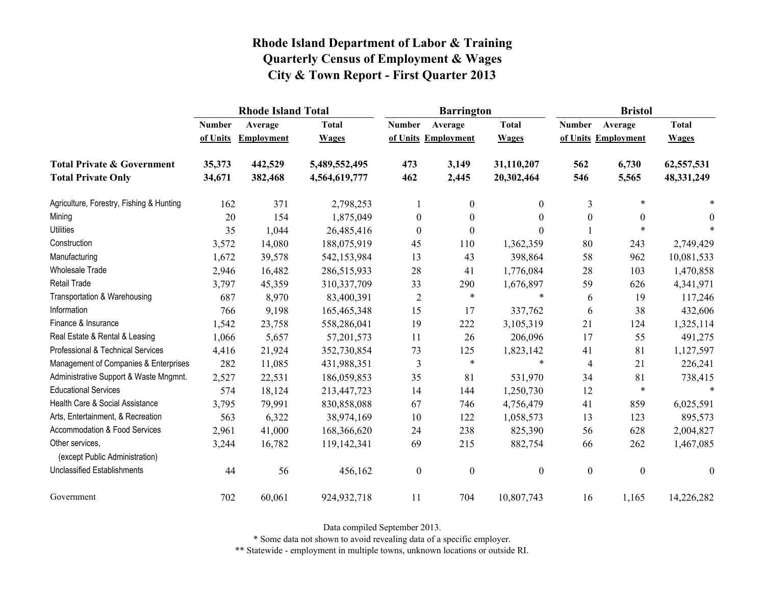# Rhode Island Department of Labor & Training
# Quarterly Census of Employment & Wages
# City & Town Report - First Quarter 2013

| | Rhode Island Total | | | Barrington | | | Bristol | | |
|---|---|---|---|---|---|---|---|---|---|
| | Number of Units | Average Employment | Total Wages | Number of Units | Average Employment | Total Wages | Number of Units | Average Employment | Total Wages |
| **Total Private & Government** | **35,373** | **442,529** | **5,489,552,495** | **473** | **3,149** | **31,110,207** | **562** | **6,730** | **62,557,531** |
| **Total Private Only** | **34,671** | **382,468** | **4,564,619,777** | **462** | **2,445** | **20,302,464** | **546** | **5,565** | **48,331,249** |
| Agriculture, Forestry, Fishing & Hunting | 162 | 371 | 2,798,253 | 1 | 0 | 0 | 3 | * | * |
| Mining | 20 | 154 | 1,875,049 | 0 | 0 | 0 | 0 | 0 | 0 |
| Utilities | 35 | 1,044 | 26,485,416 | 0 | 0 | 0 | 1 | * | * |
| Construction | 3,572 | 14,080 | 188,075,919 | 45 | 110 | 1,362,359 | 80 | 243 | 2,749,429 |
| Manufacturing | 1,672 | 39,578 | 542,153,984 | 13 | 43 | 398,864 | 58 | 962 | 10,081,533 |
| Wholesale Trade | 2,946 | 16,482 | 286,515,933 | 28 | 41 | 1,776,084 | 28 | 103 | 1,470,858 |
| Retail Trade | 3,797 | 45,359 | 310,337,709 | 33 | 290 | 1,676,897 | 59 | 626 | 4,341,971 |
| Transportation & Warehousing | 687 | 8,970 | 83,400,391 | 2 | * | * | 6 | 19 | 117,246 |
| Information | 766 | 9,198 | 165,465,348 | 15 | 17 | 337,762 | 6 | 38 | 432,606 |
| Finance & Insurance | 1,542 | 23,758 | 558,286,041 | 19 | 222 | 3,105,319 | 21 | 124 | 1,325,114 |
| Real Estate & Rental & Leasing | 1,066 | 5,657 | 57,201,573 | 11 | 26 | 206,096 | 17 | 55 | 491,275 |
| Professional & Technical Services | 4,416 | 21,924 | 352,730,854 | 73 | 125 | 1,823,142 | 41 | 81 | 1,127,597 |
| Management of Companies & Enterprises | 282 | 11,085 | 431,988,351 | 3 | * | * | 4 | 21 | 226,241 |
| Administrative Support & Waste Mngmnt. | 2,527 | 22,531 | 186,059,853 | 35 | 81 | 531,970 | 34 | 81 | 738,415 |
| Educational Services | 574 | 18,124 | 213,447,723 | 14 | 144 | 1,250,730 | 12 | * | * |
| Health Care & Social Assistance | 3,795 | 79,991 | 830,858,088 | 67 | 746 | 4,756,479 | 41 | 859 | 6,025,591 |
| Arts, Entertainment, & Recreation | 563 | 6,322 | 38,974,169 | 10 | 122 | 1,058,573 | 13 | 123 | 895,573 |
| Accommodation & Food Services | 2,961 | 41,000 | 168,366,620 | 24 | 238 | 825,390 | 56 | 628 | 2,004,827 |
| Other services, (except Public Administration) | 3,244 | 16,782 | 119,142,341 | 69 | 215 | 882,754 | 66 | 262 | 1,467,085 |
| Unclassified Establishments | 44 | 56 | 456,162 | 0 | 0 | 0 | 0 | 0 | 0 |
| Government | 702 | 60,061 | 924,932,718 | 11 | 704 | 10,807,743 | 16 | 1,165 | 14,226,282 |

Data compiled September 2013.

* Some data not shown to avoid revealing data of a specific employer.

** Statewide - employment in multiple towns, unknown locations or outside RI.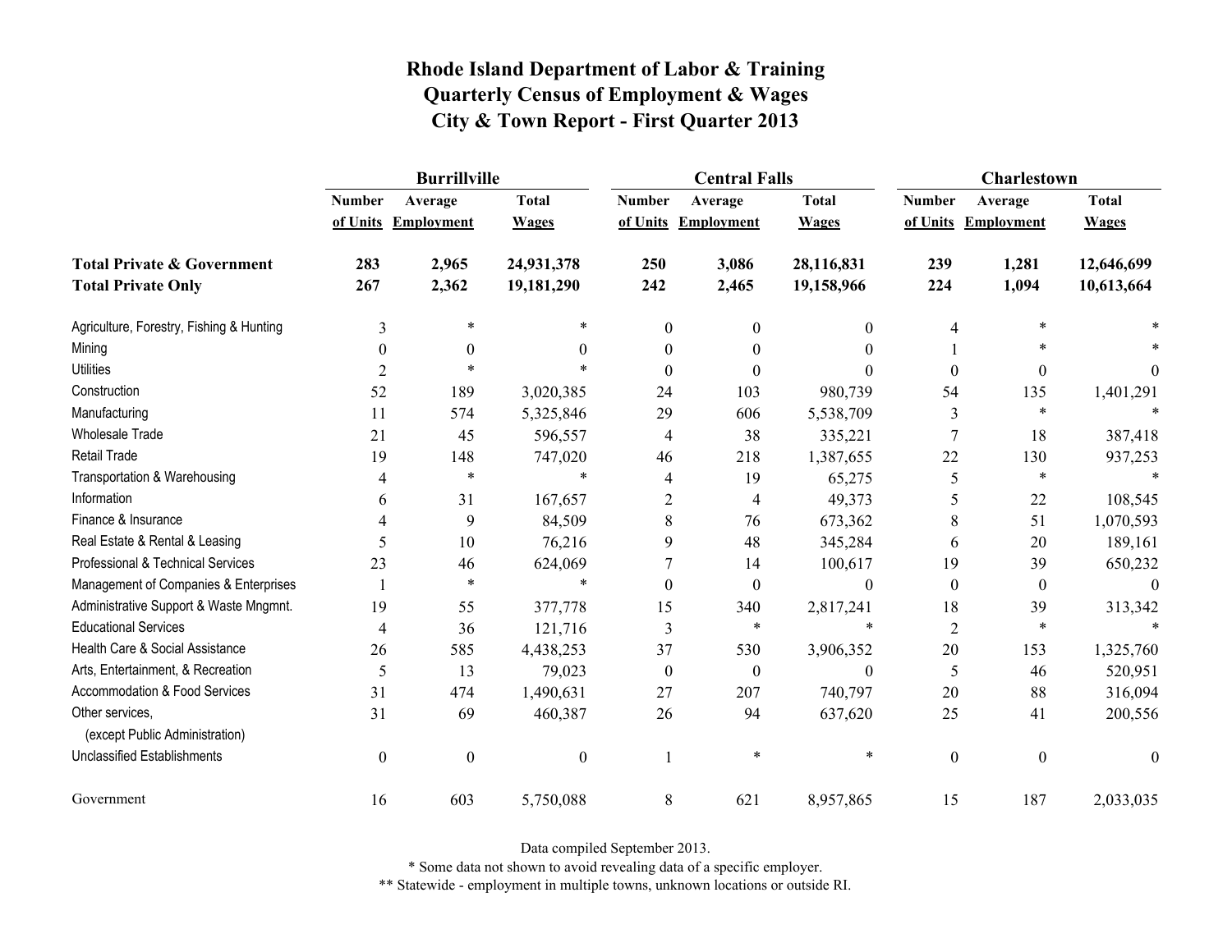# Rhode Island Department of Labor & Training
## Quarterly Census of Employment & Wages
## City & Town Report - First Quarter 2013

| | Burrillville | | | Central Falls | | | Charlestown | | |
|---|---|---|---|---|---|---|---|---|---|
| | Number of Units | Average Employment | Total Wages | Number of Units | Average Employment | Total Wages | Number of Units | Average Employment | Total Wages |
| **Total Private & Government** | **283** | **2,965** | **24,931,378** | **250** | **3,086** | **28,116,831** | **239** | **1,281** | **12,646,699** |
| **Total Private Only** | **267** | **2,362** | **19,181,290** | **242** | **2,465** | **19,158,966** | **224** | **1,094** | **10,613,664** |
| Agriculture, Forestry, Fishing & Hunting | 3 | * | * | 0 | 0 | 0 | 4 | * | * |
| Mining | 0 | 0 | 0 | 0 | 0 | 0 | 1 | * | * |
| Utilities | 2 | * | * | 0 | 0 | 0 | 0 | 0 | 0 |
| Construction | 52 | 189 | 3,020,385 | 24 | 103 | 980,739 | 54 | 135 | 1,401,291 |
| Manufacturing | 11 | 574 | 5,325,846 | 29 | 606 | 5,538,709 | 3 | * | * |
| Wholesale Trade | 21 | 45 | 596,557 | 4 | 38 | 335,221 | 7 | 18 | 387,418 |
| Retail Trade | 19 | 148 | 747,020 | 46 | 218 | 1,387,655 | 22 | 130 | 937,253 |
| Transportation & Warehousing | 4 | * | * | 4 | 19 | 65,275 | 5 | * | * |
| Information | 6 | 31 | 167,657 | 2 | 4 | 49,373 | 5 | 22 | 108,545 |
| Finance & Insurance | 4 | 9 | 84,509 | 8 | 76 | 673,362 | 8 | 51 | 1,070,593 |
| Real Estate & Rental & Leasing | 5 | 10 | 76,216 | 9 | 48 | 345,284 | 6 | 20 | 189,161 |
| Professional & Technical Services | 23 | 46 | 624,069 | 7 | 14 | 100,617 | 19 | 39 | 650,232 |
| Management of Companies & Enterprises | 1 | * | * | 0 | 0 | 0 | 0 | 0 | 0 |
| Administrative Support & Waste Mngmnt. | 19 | 55 | 377,778 | 15 | 340 | 2,817,241 | 18 | 39 | 313,342 |
| Educational Services | 4 | 36 | 121,716 | 3 | * | * | 2 | * | * |
| Health Care & Social Assistance | 26 | 585 | 4,438,253 | 37 | 530 | 3,906,352 | 20 | 153 | 1,325,760 |
| Arts, Entertainment, & Recreation | 5 | 13 | 79,023 | 0 | 0 | 0 | 5 | 46 | 520,951 |
| Accommodation & Food Services | 31 | 474 | 1,490,631 | 27 | 207 | 740,797 | 20 | 88 | 316,094 |
| Other services, (except Public Administration) | 31 | 69 | 460,387 | 26 | 94 | 637,620 | 25 | 41 | 200,556 |
| Unclassified Establishments | 0 | 0 | 0 | 1 | * | * | 0 | 0 | 0 |
| Government | 16 | 603 | 5,750,088 | 8 | 621 | 8,957,865 | 15 | 187 | 2,033,035 |

Data compiled September 2013.

* Some data not shown to avoid revealing data of a specific employer.

** Statewide - employment in multiple towns, unknown locations or outside RI.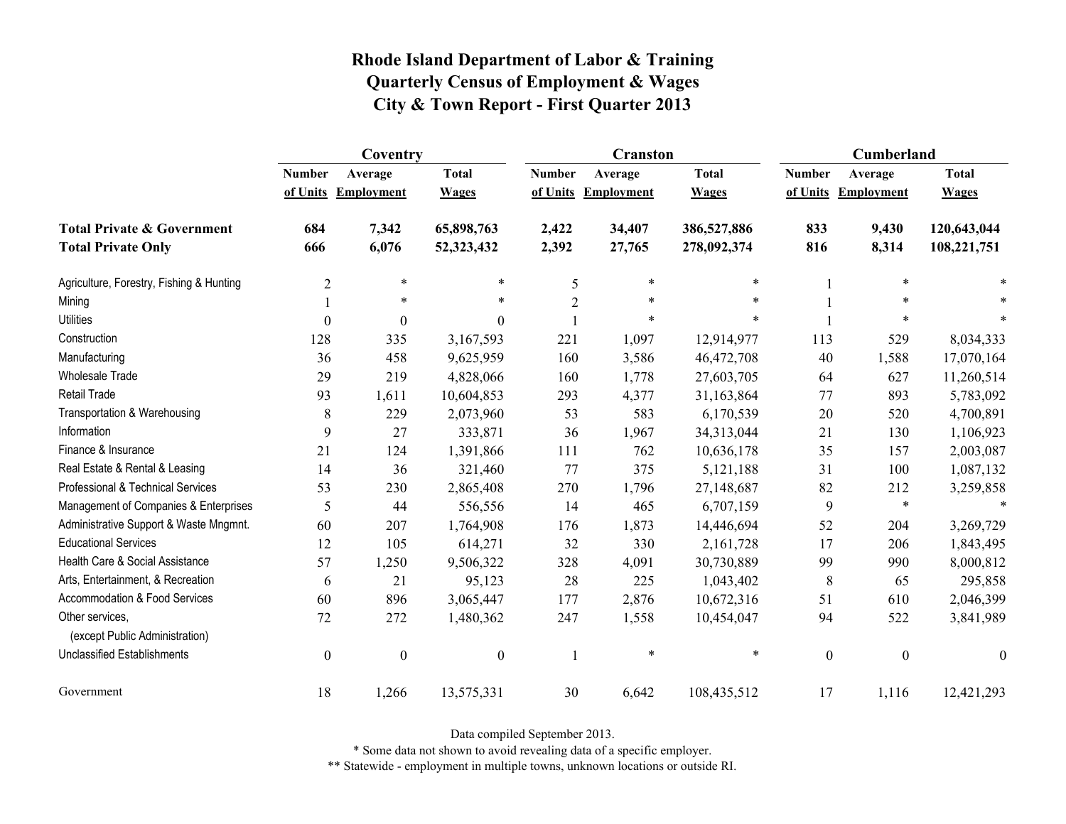# Rhode Island Department of Labor & Training
# Quarterly Census of Employment & Wages
# City & Town Report - First Quarter 2013

| | Coventry | | | Cranston | | | Cumberland | | |
|---|---|---|---|---|---|---|---|---|---|
| | Number of Units | Average Employment | Total Wages | Number of Units | Average Employment | Total Wages | Number of Units | Average Employment | Total Wages |
| **Total Private & Government** | **684** | **7,342** | **65,898,763** | **2,422** | **34,407** | **386,527,886** | **833** | **9,430** | **120,643,044** |
| **Total Private Only** | **666** | **6,076** | **52,323,432** | **2,392** | **27,765** | **278,092,374** | **816** | **8,314** | **108,221,751** |
| Agriculture, Forestry, Fishing & Hunting | 2 | * | * | 5 | * | * | 1 | * | * |
| Mining | 1 | * | * | 2 | * | * | 1 | * | * |
| Utilities | 0 | 0 | 0 | 1 | * | * | 1 | * | * |
| Construction | 128 | 335 | 3,167,593 | 221 | 1,097 | 12,914,977 | 113 | 529 | 8,034,333 |
| Manufacturing | 36 | 458 | 9,625,959 | 160 | 3,586 | 46,472,708 | 40 | 1,588 | 17,070,164 |
| Wholesale Trade | 29 | 219 | 4,828,066 | 160 | 1,778 | 27,603,705 | 64 | 627 | 11,260,514 |
| Retail Trade | 93 | 1,611 | 10,604,853 | 293 | 4,377 | 31,163,864 | 77 | 893 | 5,783,092 |
| Transportation & Warehousing | 8 | 229 | 2,073,960 | 53 | 583 | 6,170,539 | 20 | 520 | 4,700,891 |
| Information | 9 | 27 | 333,871 | 36 | 1,967 | 34,313,044 | 21 | 130 | 1,106,923 |
| Finance & Insurance | 21 | 124 | 1,391,866 | 111 | 762 | 10,636,178 | 35 | 157 | 2,003,087 |
| Real Estate & Rental & Leasing | 14 | 36 | 321,460 | 77 | 375 | 5,121,188 | 31 | 100 | 1,087,132 |
| Professional & Technical Services | 53 | 230 | 2,865,408 | 270 | 1,796 | 27,148,687 | 82 | 212 | 3,259,858 |
| Management of Companies & Enterprises | 5 | 44 | 556,556 | 14 | 465 | 6,707,159 | 9 | * | * |
| Administrative Support & Waste Mngmnt. | 60 | 207 | 1,764,908 | 176 | 1,873 | 14,446,694 | 52 | 204 | 3,269,729 |
| Educational Services | 12 | 105 | 614,271 | 32 | 330 | 2,161,728 | 17 | 206 | 1,843,495 |
| Health Care & Social Assistance | 57 | 1,250 | 9,506,322 | 328 | 4,091 | 30,730,889 | 99 | 990 | 8,000,812 |
| Arts, Entertainment, & Recreation | 6 | 21 | 95,123 | 28 | 225 | 1,043,402 | 8 | 65 | 295,858 |
| Accommodation & Food Services | 60 | 896 | 3,065,447 | 177 | 2,876 | 10,672,316 | 51 | 610 | 2,046,399 |
| Other services, (except Public Administration) | 72 | 272 | 1,480,362 | 247 | 1,558 | 10,454,047 | 94 | 522 | 3,841,989 |
| Unclassified Establishments | 0 | 0 | 0 | 1 | * | * | 0 | 0 | 0 |
| Government | 18 | 1,266 | 13,575,331 | 30 | 6,642 | 108,435,512 | 17 | 1,116 | 12,421,293 |

Data compiled September 2013.

* Some data not shown to avoid revealing data of a specific employer.

** Statewide - employment in multiple towns, unknown locations or outside RI.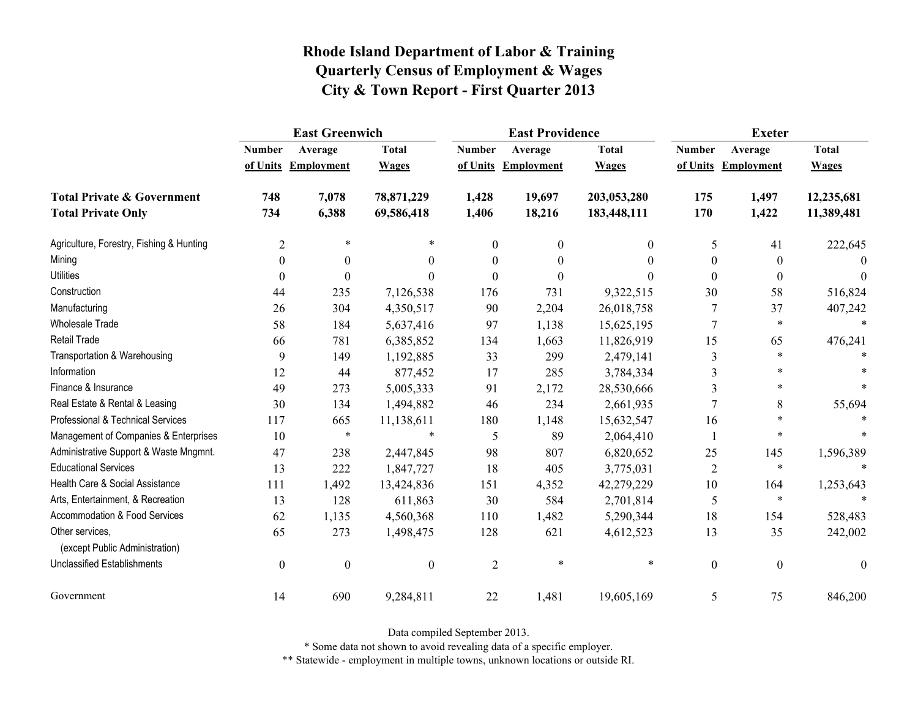# Rhode Island Department of Labor & Training
## Quarterly Census of Employment & Wages
## City & Town Report - First Quarter 2013

| | East Greenwich | | | East Providence | | | Exeter | | |
|---|---|---|---|---|---|---|---|---|---|
| | Number of Units | Average Employment | Total Wages | Number of Units | Average Employment | Total Wages | Number of Units | Average Employment | Total Wages |
| **Total Private & Government** | **748** | **7,078** | **78,871,229** | **1,428** | **19,697** | **203,053,280** | **175** | **1,497** | **12,235,681** |
| **Total Private Only** | **734** | **6,388** | **69,586,418** | **1,406** | **18,216** | **183,448,111** | **170** | **1,422** | **11,389,481** |
| Agriculture, Forestry, Fishing & Hunting | 2 | * | * | 0 | 0 | 0 | 5 | 41 | 222,645 |
| Mining | 0 | 0 | 0 | 0 | 0 | 0 | 0 | 0 | 0 |
| Utilities | 0 | 0 | 0 | 0 | 0 | 0 | 0 | 0 | 0 |
| Construction | 44 | 235 | 7,126,538 | 176 | 731 | 9,322,515 | 30 | 58 | 516,824 |
| Manufacturing | 26 | 304 | 4,350,517 | 90 | 2,204 | 26,018,758 | 7 | 37 | 407,242 |
| Wholesale Trade | 58 | 184 | 5,637,416 | 97 | 1,138 | 15,625,195 | 7 | * | * |
| Retail Trade | 66 | 781 | 6,385,852 | 134 | 1,663 | 11,826,919 | 15 | 65 | 476,241 |
| Transportation & Warehousing | 9 | 149 | 1,192,885 | 33 | 299 | 2,479,141 | 3 | * | * |
| Information | 12 | 44 | 877,452 | 17 | 285 | 3,784,334 | 3 | * | * |
| Finance & Insurance | 49 | 273 | 5,005,333 | 91 | 2,172 | 28,530,666 | 3 | * | * |
| Real Estate & Rental & Leasing | 30 | 134 | 1,494,882 | 46 | 234 | 2,661,935 | 7 | 8 | 55,694 |
| Professional & Technical Services | 117 | 665 | 11,138,611 | 180 | 1,148 | 15,632,547 | 16 | * | * |
| Management of Companies & Enterprises | 10 | * | * | 5 | 89 | 2,064,410 | 1 | * | * |
| Administrative Support & Waste Mngmnt. | 47 | 238 | 2,447,845 | 98 | 807 | 6,820,652 | 25 | 145 | 1,596,389 |
| Educational Services | 13 | 222 | 1,847,727 | 18 | 405 | 3,775,031 | 2 | * | * |
| Health Care & Social Assistance | 111 | 1,492 | 13,424,836 | 151 | 4,352 | 42,279,229 | 10 | 164 | 1,253,643 |
| Arts, Entertainment, & Recreation | 13 | 128 | 611,863 | 30 | 584 | 2,701,814 | 5 | * | * |
| Accommodation & Food Services | 62 | 1,135 | 4,560,368 | 110 | 1,482 | 5,290,344 | 18 | 154 | 528,483 |
| Other services, (except Public Administration) | 65 | 273 | 1,498,475 | 128 | 621 | 4,612,523 | 13 | 35 | 242,002 |
| Unclassified Establishments | 0 | 0 | 0 | 2 | * | * | 0 | 0 | 0 |
| Government | 14 | 690 | 9,284,811 | 22 | 1,481 | 19,605,169 | 5 | 75 | 846,200 |

Data compiled September 2013.

* Some data not shown to avoid revealing data of a specific employer.

** Statewide - employment in multiple towns, unknown locations or outside RI.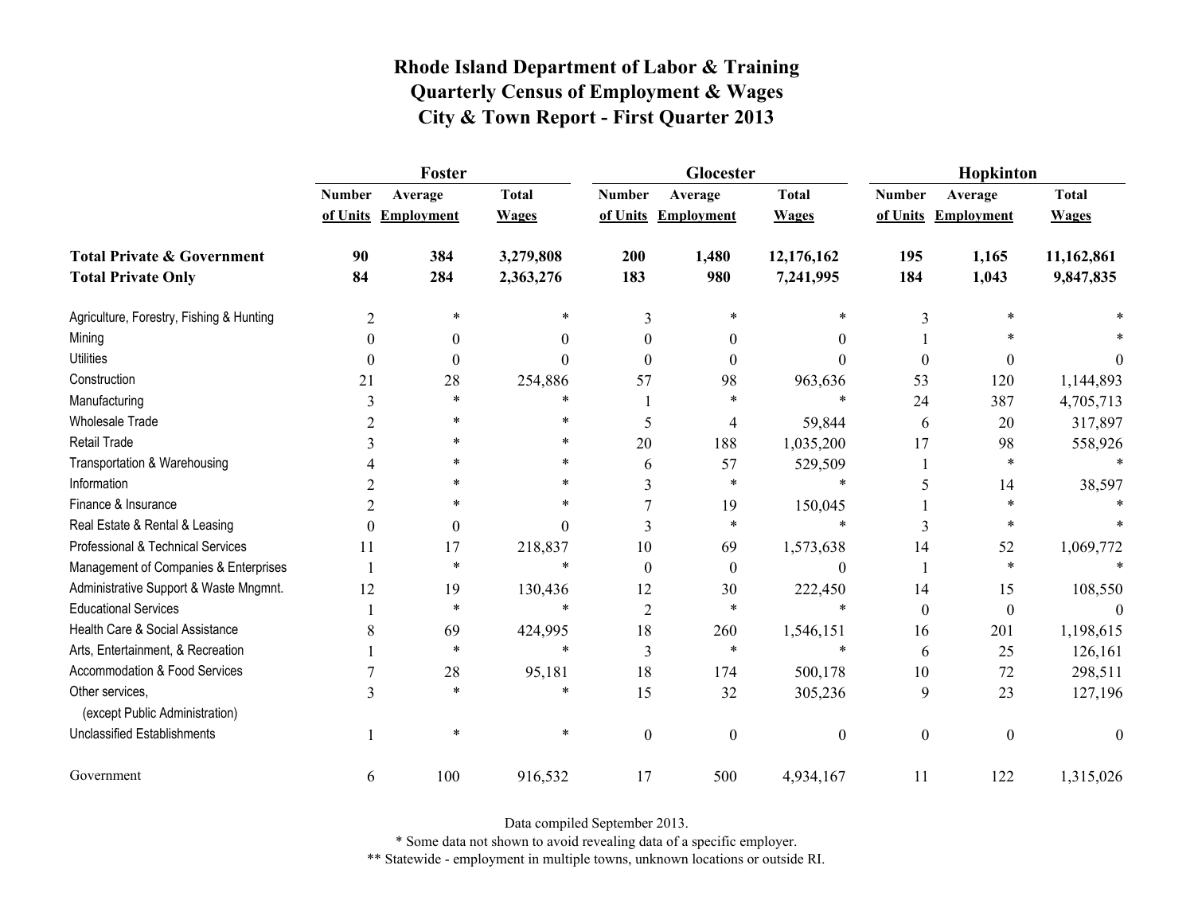# Rhode Island Department of Labor & Training
# Quarterly Census of Employment & Wages
# City & Town Report - First Quarter 2013

| | Foster | | | Glocester | | | Hopkinton | | |
|---|---|---|---|---|---|---|---|---|---|
| | Number of Units | Average Employment | Total Wages | Number of Units | Average Employment | Total Wages | Number of Units | Average Employment | Total Wages |
| **Total Private & Government** | **90** | **384** | **3,279,808** | **200** | **1,480** | **12,176,162** | **195** | **1,165** | **11,162,861** |
| **Total Private Only** | **84** | **284** | **2,363,276** | **183** | **980** | **7,241,995** | **184** | **1,043** | **9,847,835** |
| Agriculture, Forestry, Fishing & Hunting | 2 | * | * | 3 | * | * | 3 | * | * |
| Mining | 0 | 0 | 0 | 0 | 0 | 0 | 1 | * | * |
| Utilities | 0 | 0 | 0 | 0 | 0 | 0 | 0 | 0 | 0 |
| Construction | 21 | 28 | 254,886 | 57 | 98 | 963,636 | 53 | 120 | 1,144,893 |
| Manufacturing | 3 | * | * | 1 | * | * | 24 | 387 | 4,705,713 |
| Wholesale Trade | 2 | * | * | 5 | 4 | 59,844 | 6 | 20 | 317,897 |
| Retail Trade | 3 | * | * | 20 | 188 | 1,035,200 | 17 | 98 | 558,926 |
| Transportation & Warehousing | 4 | * | * | 6 | 57 | 529,509 | 1 | * | * |
| Information | 2 | * | * | 3 | * | * | 5 | 14 | 38,597 |
| Finance & Insurance | 2 | * | * | 7 | 19 | 150,045 | 1 | * | * |
| Real Estate & Rental & Leasing | 0 | 0 | 0 | 3 | * | * | 3 | * | * |
| Professional & Technical Services | 11 | 17 | 218,837 | 10 | 69 | 1,573,638 | 14 | 52 | 1,069,772 |
| Management of Companies & Enterprises | 1 | * | * | 0 | 0 | 0 | 1 | * | * |
| Administrative Support & Waste Mngmnt. | 12 | 19 | 130,436 | 12 | 30 | 222,450 | 14 | 15 | 108,550 |
| Educational Services | 1 | * | * | 2 | * | * | 0 | 0 | 0 |
| Health Care & Social Assistance | 8 | 69 | 424,995 | 18 | 260 | 1,546,151 | 16 | 201 | 1,198,615 |
| Arts, Entertainment, & Recreation | 1 | * | * | 3 | * | * | 6 | 25 | 126,161 |
| Accommodation & Food Services | 7 | 28 | 95,181 | 18 | 174 | 500,178 | 10 | 72 | 298,511 |
| Other services, (except Public Administration) | 3 | * | * | 15 | 32 | 305,236 | 9 | 23 | 127,196 |
| Unclassified Establishments | 1 | * | * | 0 | 0 | 0 | 0 | 0 | 0 |
| Government | 6 | 100 | 916,532 | 17 | 500 | 4,934,167 | 11 | 122 | 1,315,026 |

Data compiled September 2013.

* Some data not shown to avoid revealing data of a specific employer.

** Statewide - employment in multiple towns, unknown locations or outside RI.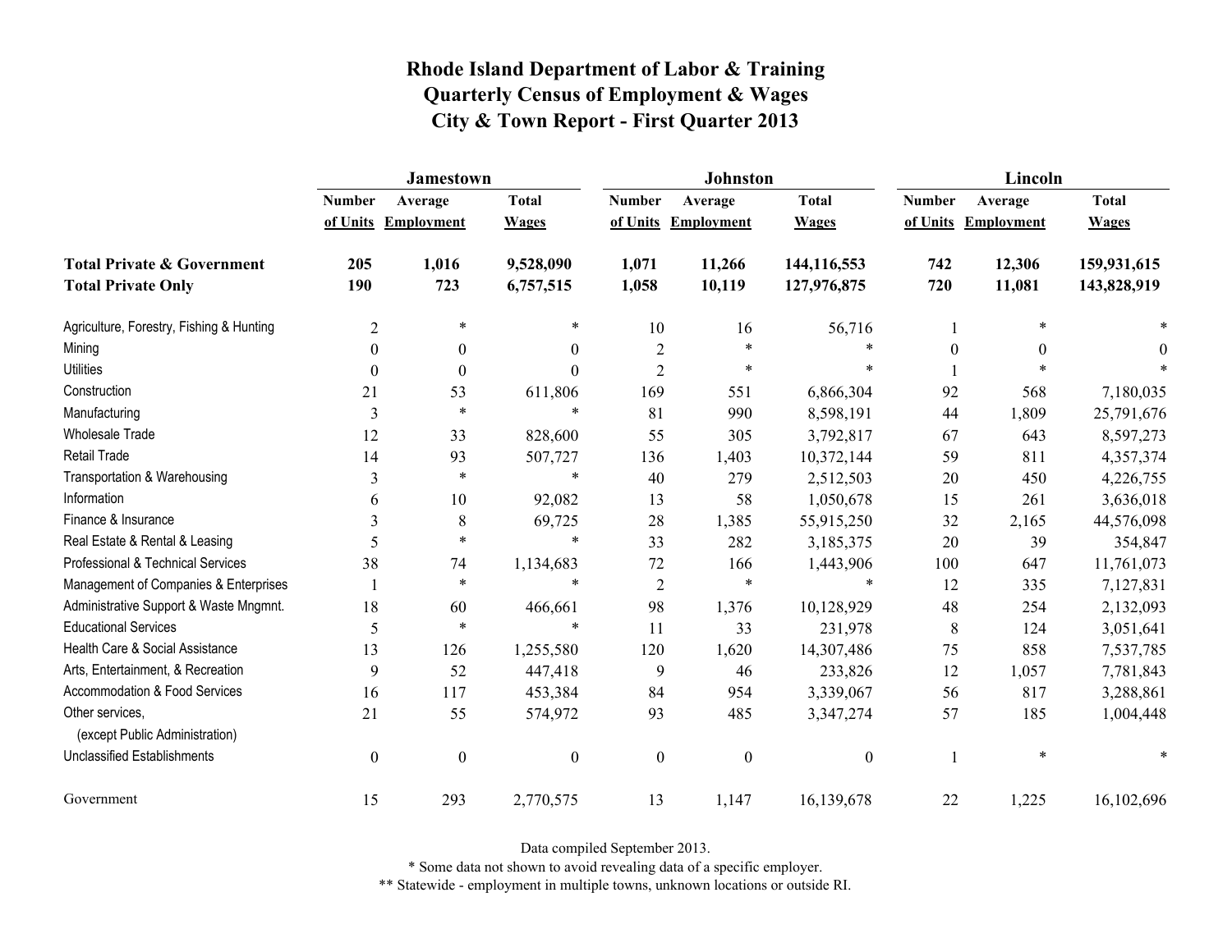# Rhode Island Department of Labor & Training
# Quarterly Census of Employment & Wages
# City & Town Report - First Quarter 2013

| | Jamestown | | | Johnston | | | Lincoln | | |
|---|---|---|---|---|---|---|---|---|---|
| | Number of Units | Average Employment | Total Wages | Number of Units | Average Employment | Total Wages | Number of Units | Average Employment | Total Wages |
| **Total Private & Government** | **205** | **1,016** | **9,528,090** | **1,071** | **11,266** | **144,116,553** | **742** | **12,306** | **159,931,615** |
| **Total Private Only** | **190** | **723** | **6,757,515** | **1,058** | **10,119** | **127,976,875** | **720** | **11,081** | **143,828,919** |
| Agriculture, Forestry, Fishing & Hunting | 2 | * | * | 10 | 16 | 56,716 | 1 | * | * |
| Mining | 0 | 0 | 0 | 2 | * | * | 0 | 0 | 0 |
| Utilities | 0 | 0 | 0 | 2 | * | * | 1 | * | * |
| Construction | 21 | 53 | 611,806 | 169 | 551 | 6,866,304 | 92 | 568 | 7,180,035 |
| Manufacturing | 3 | * | * | 81 | 990 | 8,598,191 | 44 | 1,809 | 25,791,676 |
| Wholesale Trade | 12 | 33 | 828,600 | 55 | 305 | 3,792,817 | 67 | 643 | 8,597,273 |
| Retail Trade | 14 | 93 | 507,727 | 136 | 1,403 | 10,372,144 | 59 | 811 | 4,357,374 |
| Transportation & Warehousing | 3 | * | * | 40 | 279 | 2,512,503 | 20 | 450 | 4,226,755 |
| Information | 6 | 10 | 92,082 | 13 | 58 | 1,050,678 | 15 | 261 | 3,636,018 |
| Finance & Insurance | 3 | 8 | 69,725 | 28 | 1,385 | 55,915,250 | 32 | 2,165 | 44,576,098 |
| Real Estate & Rental & Leasing | 5 | * | * | 33 | 282 | 3,185,375 | 20 | 39 | 354,847 |
| Professional & Technical Services | 38 | 74 | 1,134,683 | 72 | 166 | 1,443,906 | 100 | 647 | 11,761,073 |
| Management of Companies & Enterprises | 1 | * | * | 2 | * | * | 12 | 335 | 7,127,831 |
| Administrative Support & Waste Mngmnt. | 18 | 60 | 466,661 | 98 | 1,376 | 10,128,929 | 48 | 254 | 2,132,093 |
| Educational Services | 5 | * | * | 11 | 33 | 231,978 | 8 | 124 | 3,051,641 |
| Health Care & Social Assistance | 13 | 126 | 1,255,580 | 120 | 1,620 | 14,307,486 | 75 | 858 | 7,537,785 |
| Arts, Entertainment, & Recreation | 9 | 52 | 447,418 | 9 | 46 | 233,826 | 12 | 1,057 | 7,781,843 |
| Accommodation & Food Services | 16 | 117 | 453,384 | 84 | 954 | 3,339,067 | 56 | 817 | 3,288,861 |
| Other services, (except Public Administration) | 21 | 55 | 574,972 | 93 | 485 | 3,347,274 | 57 | 185 | 1,004,448 |
| Unclassified Establishments | 0 | 0 | 0 | 0 | 0 | 0 | 1 | * | * |
| Government | 15 | 293 | 2,770,575 | 13 | 1,147 | 16,139,678 | 22 | 1,225 | 16,102,696 |

Data compiled September 2013.

* Some data not shown to avoid revealing data of a specific employer.

** Statewide - employment in multiple towns, unknown locations or outside RI.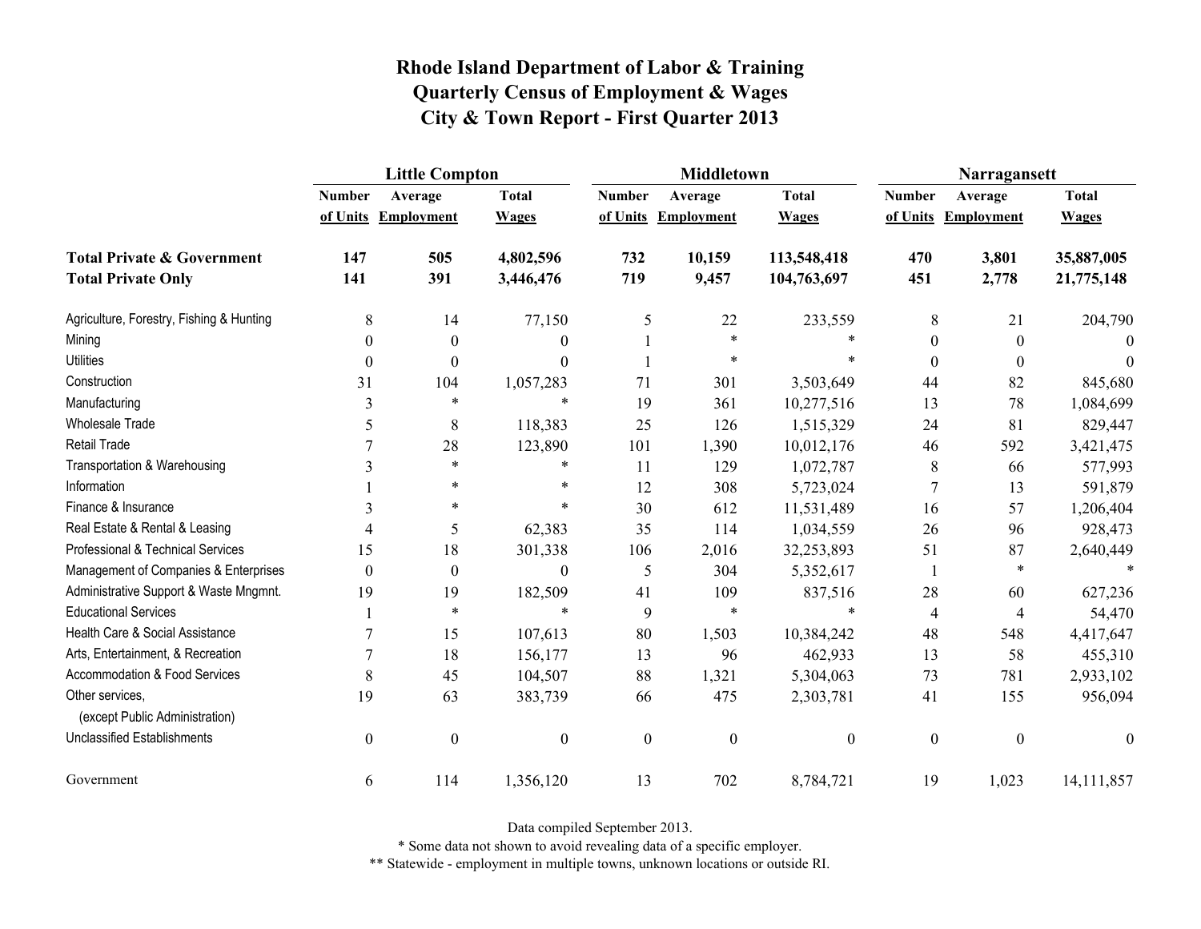# Rhode Island Department of Labor & Training
## Quarterly Census of Employment & Wages
## City & Town Report - First Quarter 2013

| | Little Compton | | | Middletown | | | Narragansett | | |
|---|---|---|---|---|---|---|---|---|---|
| | Number of Units | Average Employment | Total Wages | Number of Units | Average Employment | Total Wages | Number of Units | Average Employment | Total Wages |
| **Total Private & Government** | **147** | **505** | **4,802,596** | **732** | **10,159** | **113,548,418** | **470** | **3,801** | **35,887,005** |
| **Total Private Only** | **141** | **391** | **3,446,476** | **719** | **9,457** | **104,763,697** | **451** | **2,778** | **21,775,148** |
| Agriculture, Forestry, Fishing & Hunting | 8 | 14 | 77,150 | 5 | 22 | 233,559 | 8 | 21 | 204,790 |
| Mining | 0 | 0 | 0 | 1 | * | * | 0 | 0 | 0 |
| Utilities | 0 | 0 | 0 | 1 | * | * | 0 | 0 | 0 |
| Construction | 31 | 104 | 1,057,283 | 71 | 301 | 3,503,649 | 44 | 82 | 845,680 |
| Manufacturing | 3 | * | * | 19 | 361 | 10,277,516 | 13 | 78 | 1,084,699 |
| Wholesale Trade | 5 | 8 | 118,383 | 25 | 126 | 1,515,329 | 24 | 81 | 829,447 |
| Retail Trade | 7 | 28 | 123,890 | 101 | 1,390 | 10,012,176 | 46 | 592 | 3,421,475 |
| Transportation & Warehousing | 3 | * | * | 11 | 129 | 1,072,787 | 8 | 66 | 577,993 |
| Information | 1 | * | * | 12 | 308 | 5,723,024 | 7 | 13 | 591,879 |
| Finance & Insurance | 3 | * | * | 30 | 612 | 11,531,489 | 16 | 57 | 1,206,404 |
| Real Estate & Rental & Leasing | 4 | 5 | 62,383 | 35 | 114 | 1,034,559 | 26 | 96 | 928,473 |
| Professional & Technical Services | 15 | 18 | 301,338 | 106 | 2,016 | 32,253,893 | 51 | 87 | 2,640,449 |
| Management of Companies & Enterprises | 0 | 0 | 0 | 5 | 304 | 5,352,617 | 1 | * | * |
| Administrative Support & Waste Mngmnt. | 19 | 19 | 182,509 | 41 | 109 | 837,516 | 28 | 60 | 627,236 |
| Educational Services | 1 | * | * | 9 | * | * | 4 | 4 | 54,470 |
| Health Care & Social Assistance | 7 | 15 | 107,613 | 80 | 1,503 | 10,384,242 | 48 | 548 | 4,417,647 |
| Arts, Entertainment, & Recreation | 7 | 18 | 156,177 | 13 | 96 | 462,933 | 13 | 58 | 455,310 |
| Accommodation & Food Services | 8 | 45 | 104,507 | 88 | 1,321 | 5,304,063 | 73 | 781 | 2,933,102 |
| Other services, (except Public Administration) | 19 | 63 | 383,739 | 66 | 475 | 2,303,781 | 41 | 155 | 956,094 |
| Unclassified Establishments | 0 | 0 | 0 | 0 | 0 | 0 | 0 | 0 | 0 |
| Government | 6 | 114 | 1,356,120 | 13 | 702 | 8,784,721 | 19 | 1,023 | 14,111,857 |

Data compiled September 2013.

* Some data not shown to avoid revealing data of a specific employer.

** Statewide - employment in multiple towns, unknown locations or outside RI.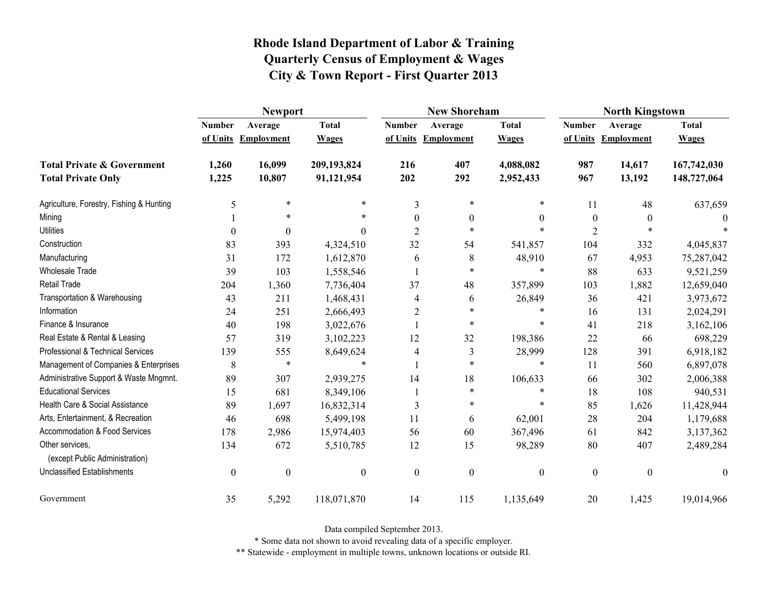# Rhode Island Department of Labor & Training
## Quarterly Census of Employment & Wages
## City & Town Report - First Quarter 2013

| | Newport | | | New Shoreham | | | North Kingstown | | |
|---|---|---|---|---|---|---|---|---|---|
| | Number of Units | Average Employment | Total Wages | Number of Units | Average Employment | Total Wages | Number of Units | Average Employment | Total Wages |
| **Total Private & Government** | **1,260** | **16,099** | **209,193,824** | **216** | **407** | **4,088,082** | **987** | **14,617** | **167,742,030** |
| **Total Private Only** | **1,225** | **10,807** | **91,121,954** | **202** | **292** | **2,952,433** | **967** | **13,192** | **148,727,064** |
| Agriculture, Forestry, Fishing & Hunting | 5 | * | * | 3 | * | * | 11 | 48 | 637,659 |
| Mining | 1 | * | * | 0 | 0 | 0 | 0 | 0 | 0 |
| Utilities | 0 | 0 | 0 | 2 | * | * | 2 | * | * |
| Construction | 83 | 393 | 4,324,510 | 32 | 54 | 541,857 | 104 | 332 | 4,045,837 |
| Manufacturing | 31 | 172 | 1,612,870 | 6 | 8 | 48,910 | 67 | 4,953 | 75,287,042 |
| Wholesale Trade | 39 | 103 | 1,558,546 | 1 | * | * | 88 | 633 | 9,521,259 |
| Retail Trade | 204 | 1,360 | 7,736,404 | 37 | 48 | 357,899 | 103 | 1,882 | 12,659,040 |
| Transportation & Warehousing | 43 | 211 | 1,468,431 | 4 | 6 | 26,849 | 36 | 421 | 3,973,672 |
| Information | 24 | 251 | 2,666,493 | 2 | * | * | 16 | 131 | 2,024,291 |
| Finance & Insurance | 40 | 198 | 3,022,676 | 1 | * | * | 41 | 218 | 3,162,106 |
| Real Estate & Rental & Leasing | 57 | 319 | 3,102,223 | 12 | 32 | 198,386 | 22 | 66 | 698,229 |
| Professional & Technical Services | 139 | 555 | 8,649,624 | 4 | 3 | 28,999 | 128 | 391 | 6,918,182 |
| Management of Companies & Enterprises | 8 | * | * | 1 | * | * | 11 | 560 | 6,897,078 |
| Administrative Support & Waste Mngmnt. | 89 | 307 | 2,939,275 | 14 | 18 | 106,633 | 66 | 302 | 2,006,388 |
| Educational Services | 15 | 681 | 8,349,106 | 1 | * | * | 18 | 108 | 940,531 |
| Health Care & Social Assistance | 89 | 1,697 | 16,832,314 | 3 | * | * | 85 | 1,626 | 11,428,944 |
| Arts, Entertainment, & Recreation | 46 | 698 | 5,499,198 | 11 | 6 | 62,001 | 28 | 204 | 1,179,688 |
| Accommodation & Food Services | 178 | 2,986 | 15,974,403 | 56 | 60 | 367,496 | 61 | 842 | 3,137,362 |
| Other services, (except Public Administration) | 134 | 672 | 5,510,785 | 12 | 15 | 98,289 | 80 | 407 | 2,489,284 |
| Unclassified Establishments | 0 | 0 | 0 | 0 | 0 | 0 | 0 | 0 | 0 |
| Government | 35 | 5,292 | 118,071,870 | 14 | 115 | 1,135,649 | 20 | 1,425 | 19,014,966 |

Data compiled September 2013.

* Some data not shown to avoid revealing data of a specific employer.

** Statewide - employment in multiple towns, unknown locations or outside RI.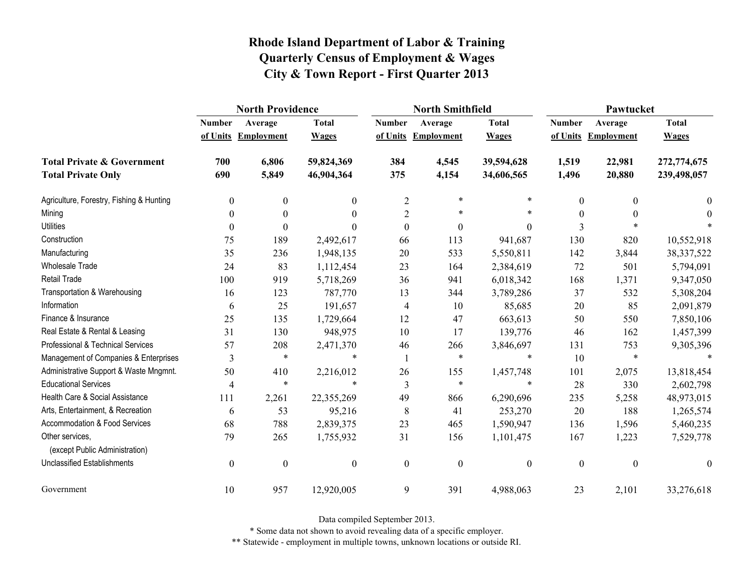# Rhode Island Department of Labor & Training
# Quarterly Census of Employment & Wages
# City & Town Report - First Quarter 2013

| | North Providence | | | North Smithfield | | | Pawtucket | | |
|---|---|---|---|---|---|---|---|---|---|
| | Number of Units | Average Employment | Total Wages | Number of Units | Average Employment | Total Wages | Number of Units | Average Employment | Total Wages |
| **Total Private & Government** | **700** | **6,806** | **59,824,369** | **384** | **4,545** | **39,594,628** | **1,519** | **22,981** | **272,774,675** |
| **Total Private Only** | **690** | **5,849** | **46,904,364** | **375** | **4,154** | **34,606,565** | **1,496** | **20,880** | **239,498,057** |
| Agriculture, Forestry, Fishing & Hunting | 0 | 0 | 0 | 2 | * | * | 0 | 0 | 0 |
| Mining | 0 | 0 | 0 | 2 | * | * | 0 | 0 | 0 |
| Utilities | 0 | 0 | 0 | 0 | 0 | 0 | 3 | * | * |
| Construction | 75 | 189 | 2,492,617 | 66 | 113 | 941,687 | 130 | 820 | 10,552,918 |
| Manufacturing | 35 | 236 | 1,948,135 | 20 | 533 | 5,550,811 | 142 | 3,844 | 38,337,522 |
| Wholesale Trade | 24 | 83 | 1,112,454 | 23 | 164 | 2,384,619 | 72 | 501 | 5,794,091 |
| Retail Trade | 100 | 919 | 5,718,269 | 36 | 941 | 6,018,342 | 168 | 1,371 | 9,347,050 |
| Transportation & Warehousing | 16 | 123 | 787,770 | 13 | 344 | 3,789,286 | 37 | 532 | 5,308,204 |
| Information | 6 | 25 | 191,657 | 4 | 10 | 85,685 | 20 | 85 | 2,091,879 |
| Finance & Insurance | 25 | 135 | 1,729,664 | 12 | 47 | 663,613 | 50 | 550 | 7,850,106 |
| Real Estate & Rental & Leasing | 31 | 130 | 948,975 | 10 | 17 | 139,776 | 46 | 162 | 1,457,399 |
| Professional & Technical Services | 57 | 208 | 2,471,370 | 46 | 266 | 3,846,697 | 131 | 753 | 9,305,396 |
| Management of Companies & Enterprises | 3 | * | * | 1 | * | * | 10 | * | * |
| Administrative Support & Waste Mngmnt. | 50 | 410 | 2,216,012 | 26 | 155 | 1,457,748 | 101 | 2,075 | 13,818,454 |
| Educational Services | 4 | * | * | 3 | * | * | 28 | 330 | 2,602,798 |
| Health Care & Social Assistance | 111 | 2,261 | 22,355,269 | 49 | 866 | 6,290,696 | 235 | 5,258 | 48,973,015 |
| Arts, Entertainment, & Recreation | 6 | 53 | 95,216 | 8 | 41 | 253,270 | 20 | 188 | 1,265,574 |
| Accommodation & Food Services | 68 | 788 | 2,839,375 | 23 | 465 | 1,590,947 | 136 | 1,596 | 5,460,235 |
| Other services, (except Public Administration) | 79 | 265 | 1,755,932 | 31 | 156 | 1,101,475 | 167 | 1,223 | 7,529,778 |
| Unclassified Establishments | 0 | 0 | 0 | 0 | 0 | 0 | 0 | 0 | 0 |
| Government | 10 | 957 | 12,920,005 | 9 | 391 | 4,988,063 | 23 | 2,101 | 33,276,618 |

Data compiled September 2013.

* Some data not shown to avoid revealing data of a specific employer.

** Statewide - employment in multiple towns, unknown locations or outside RI.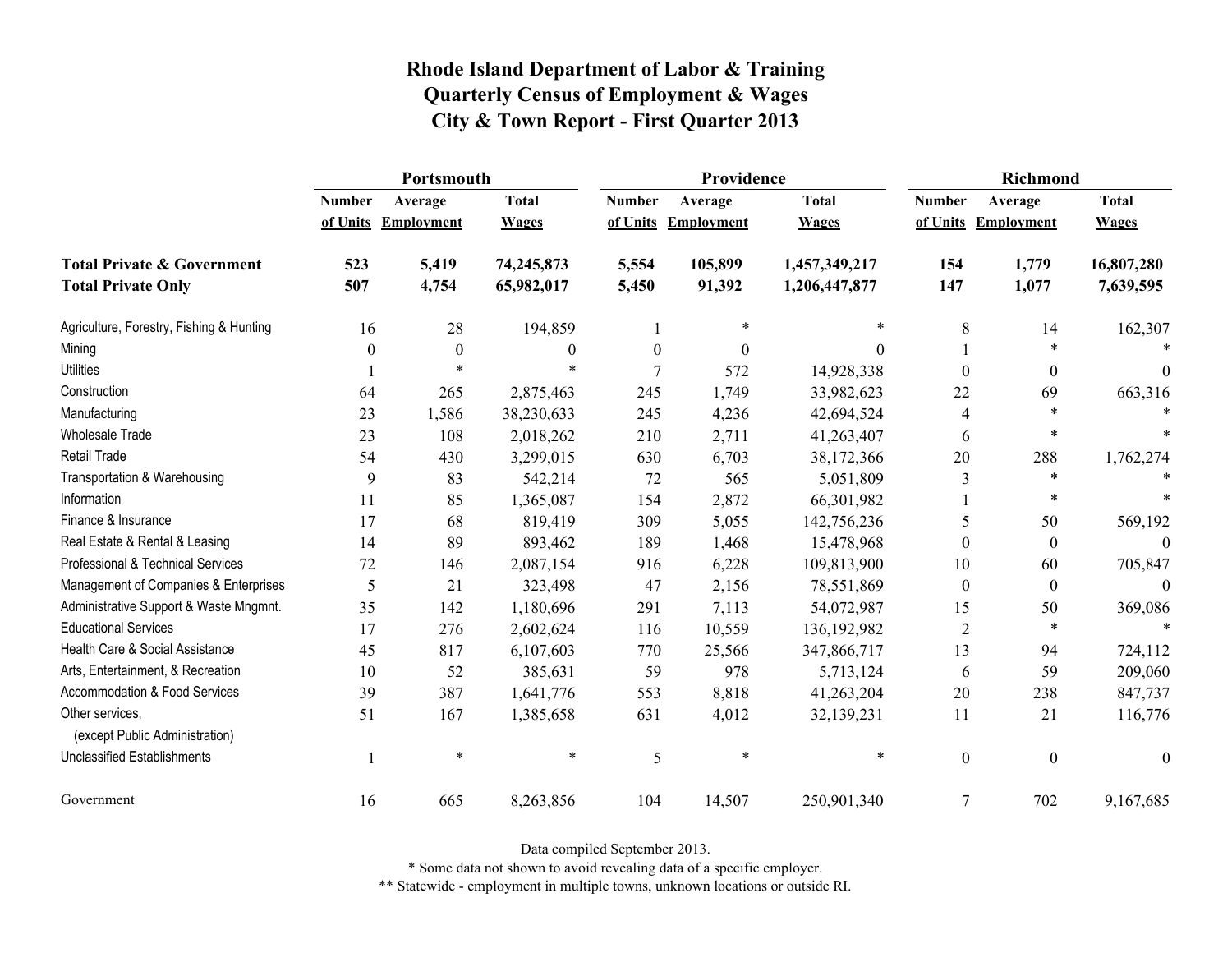# Rhode Island Department of Labor & Training
## Quarterly Census of Employment & Wages
## City & Town Report - First Quarter 2013

| | Portsmouth | | | Providence | | | Richmond | | |
|---|---|---|---|---|---|---|---|---|---|
| | Number of Units | Average Employment | Total Wages | Number of Units | Average Employment | Total Wages | Number of Units | Average Employment | Total Wages |
| **Total Private & Government** | **523** | **5,419** | **74,245,873** | **5,554** | **105,899** | **1,457,349,217** | **154** | **1,779** | **16,807,280** |
| **Total Private Only** | **507** | **4,754** | **65,982,017** | **5,450** | **91,392** | **1,206,447,877** | **147** | **1,077** | **7,639,595** |
| Agriculture, Forestry, Fishing & Hunting | 16 | 28 | 194,859 | 1 | * | * | 8 | 14 | 162,307 |
| Mining | 0 | 0 | 0 | 0 | 0 | 0 | 1 | * | * |
| Utilities | 1 | * | * | 7 | 572 | 14,928,338 | 0 | 0 | 0 |
| Construction | 64 | 265 | 2,875,463 | 245 | 1,749 | 33,982,623 | 22 | 69 | 663,316 |
| Manufacturing | 23 | 1,586 | 38,230,633 | 245 | 4,236 | 42,694,524 | 4 | * | * |
| Wholesale Trade | 23 | 108 | 2,018,262 | 210 | 2,711 | 41,263,407 | 6 | * | * |
| Retail Trade | 54 | 430 | 3,299,015 | 630 | 6,703 | 38,172,366 | 20 | 288 | 1,762,274 |
| Transportation & Warehousing | 9 | 83 | 542,214 | 72 | 565 | 5,051,809 | 3 | * | * |
| Information | 11 | 85 | 1,365,087 | 154 | 2,872 | 66,301,982 | 1 | * | * |
| Finance & Insurance | 17 | 68 | 819,419 | 309 | 5,055 | 142,756,236 | 5 | 50 | 569,192 |
| Real Estate & Rental & Leasing | 14 | 89 | 893,462 | 189 | 1,468 | 15,478,968 | 0 | 0 | 0 |
| Professional & Technical Services | 72 | 146 | 2,087,154 | 916 | 6,228 | 109,813,900 | 10 | 60 | 705,847 |
| Management of Companies & Enterprises | 5 | 21 | 323,498 | 47 | 2,156 | 78,551,869 | 0 | 0 | 0 |
| Administrative Support & Waste Mngmnt. | 35 | 142 | 1,180,696 | 291 | 7,113 | 54,072,987 | 15 | 50 | 369,086 |
| Educational Services | 17 | 276 | 2,602,624 | 116 | 10,559 | 136,192,982 | 2 | * | * |
| Health Care & Social Assistance | 45 | 817 | 6,107,603 | 770 | 25,566 | 347,866,717 | 13 | 94 | 724,112 |
| Arts, Entertainment, & Recreation | 10 | 52 | 385,631 | 59 | 978 | 5,713,124 | 6 | 59 | 209,060 |
| Accommodation & Food Services | 39 | 387 | 1,641,776 | 553 | 8,818 | 41,263,204 | 20 | 238 | 847,737 |
| Other services, (except Public Administration) | 51 | 167 | 1,385,658 | 631 | 4,012 | 32,139,231 | 11 | 21 | 116,776 |
| Unclassified Establishments | 1 | * | * | 5 | * | * | 0 | 0 | 0 |
| Government | 16 | 665 | 8,263,856 | 104 | 14,507 | 250,901,340 | 7 | 702 | 9,167,685 |

Data compiled September 2013.

* Some data not shown to avoid revealing data of a specific employer.

** Statewide - employment in multiple towns, unknown locations or outside RI.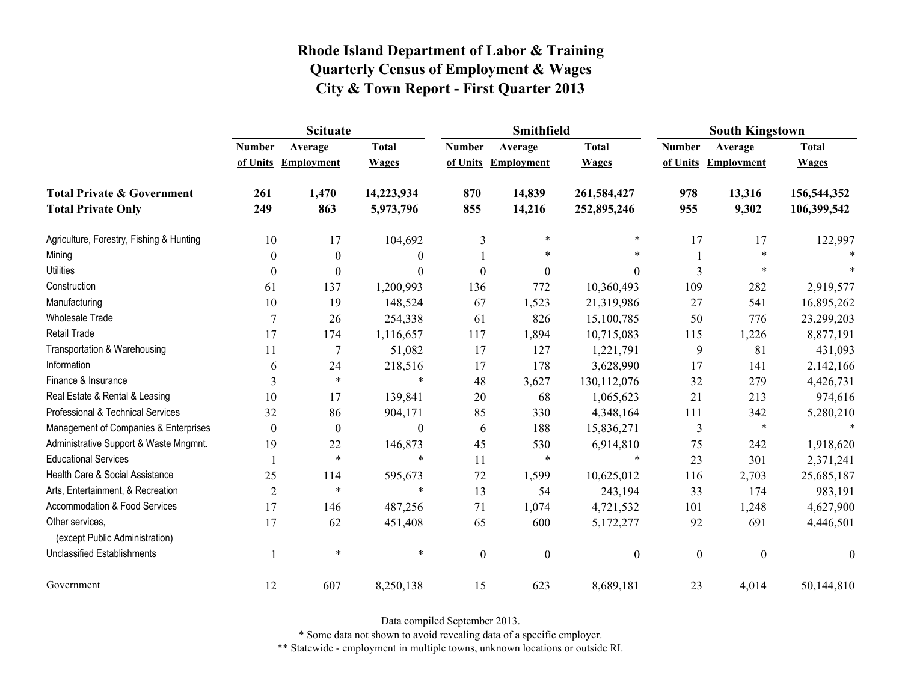# Rhode Island Department of Labor & Training
## Quarterly Census of Employment & Wages
## City & Town Report - First Quarter 2013

| | Scituate | | | Smithfield | | | South Kingstown | | |
|---|---|---|---|---|---|---|---|---|---|
| | Number of Units | Average Employment | Total Wages | Number of Units | Average Employment | Total Wages | Number of Units | Average Employment | Total Wages |
| **Total Private & Government** | **261** | **1,470** | **14,223,934** | **870** | **14,839** | **261,584,427** | **978** | **13,316** | **156,544,352** |
| **Total Private Only** | **249** | **863** | **5,973,796** | **855** | **14,216** | **252,895,246** | **955** | **9,302** | **106,399,542** |
| Agriculture, Forestry, Fishing & Hunting | 10 | 17 | 104,692 | 3 | * | * | 17 | 17 | 122,997 |
| Mining | 0 | 0 | 0 | 1 | * | * | 1 | * | * |
| Utilities | 0 | 0 | 0 | 0 | 0 | 0 | 3 | * | * |
| Construction | 61 | 137 | 1,200,993 | 136 | 772 | 10,360,493 | 109 | 282 | 2,919,577 |
| Manufacturing | 10 | 19 | 148,524 | 67 | 1,523 | 21,319,986 | 27 | 541 | 16,895,262 |
| Wholesale Trade | 7 | 26 | 254,338 | 61 | 826 | 15,100,785 | 50 | 776 | 23,299,203 |
| Retail Trade | 17 | 174 | 1,116,657 | 117 | 1,894 | 10,715,083 | 115 | 1,226 | 8,877,191 |
| Transportation & Warehousing | 11 | 7 | 51,082 | 17 | 127 | 1,221,791 | 9 | 81 | 431,093 |
| Information | 6 | 24 | 218,516 | 17 | 178 | 3,628,990 | 17 | 141 | 2,142,166 |
| Finance & Insurance | 3 | * | * | 48 | 3,627 | 130,112,076 | 32 | 279 | 4,426,731 |
| Real Estate & Rental & Leasing | 10 | 17 | 139,841 | 20 | 68 | 1,065,623 | 21 | 213 | 974,616 |
| Professional & Technical Services | 32 | 86 | 904,171 | 85 | 330 | 4,348,164 | 111 | 342 | 5,280,210 |
| Management of Companies & Enterprises | 0 | 0 | 0 | 6 | 188 | 15,836,271 | 3 | * | * |
| Administrative Support & Waste Mngmnt. | 19 | 22 | 146,873 | 45 | 530 | 6,914,810 | 75 | 242 | 1,918,620 |
| Educational Services | 1 | * | * | 11 | * | * | 23 | 301 | 2,371,241 |
| Health Care & Social Assistance | 25 | 114 | 595,673 | 72 | 1,599 | 10,625,012 | 116 | 2,703 | 25,685,187 |
| Arts, Entertainment, & Recreation | 2 | * | * | 13 | 54 | 243,194 | 33 | 174 | 983,191 |
| Accommodation & Food Services | 17 | 146 | 487,256 | 71 | 1,074 | 4,721,532 | 101 | 1,248 | 4,627,900 |
| Other services, (except Public Administration) | 17 | 62 | 451,408 | 65 | 600 | 5,172,277 | 92 | 691 | 4,446,501 |
| Unclassified Establishments | 1 | * | * | 0 | 0 | 0 | 0 | 0 | 0 |
| Government | 12 | 607 | 8,250,138 | 15 | 623 | 8,689,181 | 23 | 4,014 | 50,144,810 |

Data compiled September 2013.

* Some data not shown to avoid revealing data of a specific employer.

** Statewide - employment in multiple towns, unknown locations or outside RI.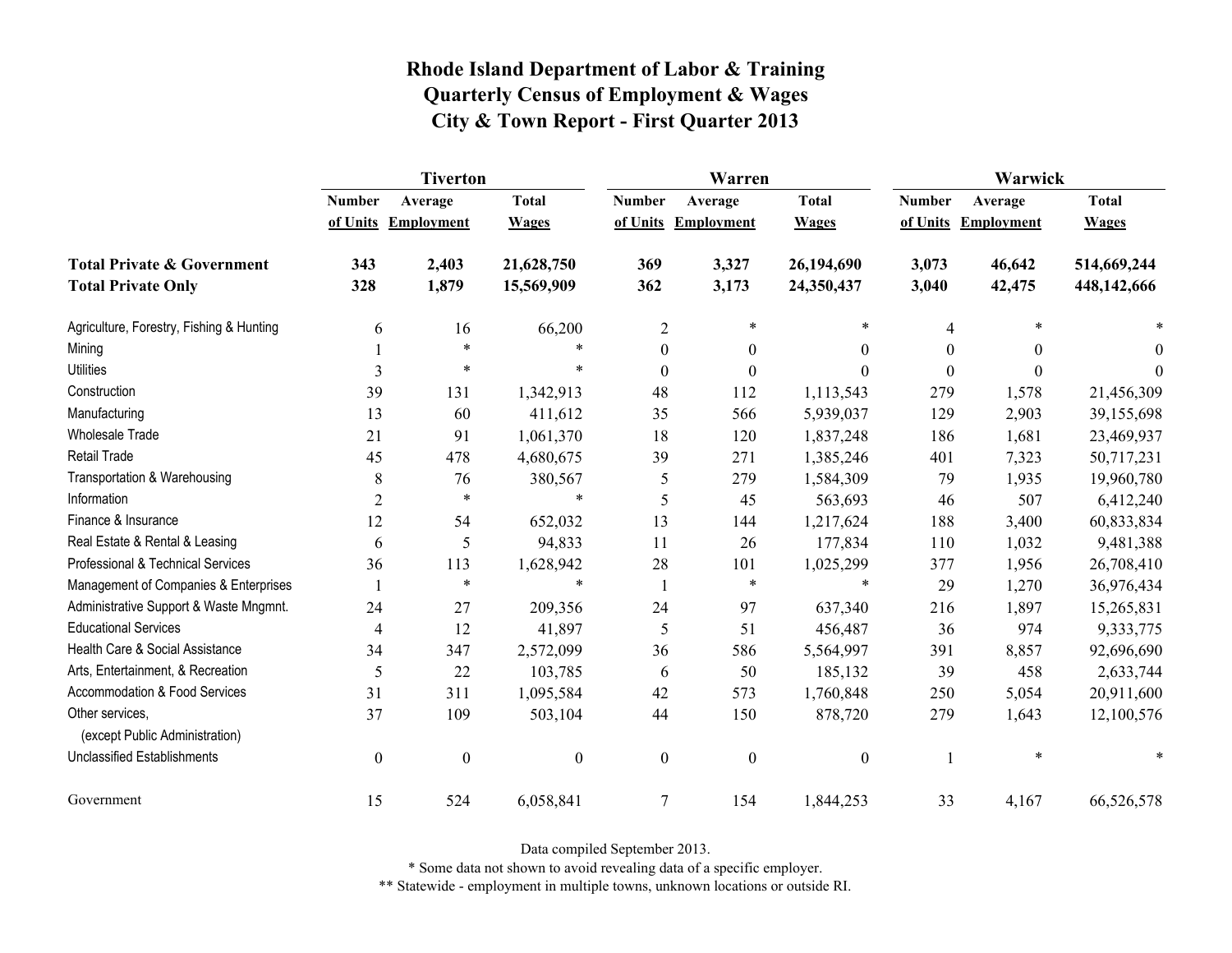# Rhode Island Department of Labor & Training
## Quarterly Census of Employment & Wages
## City & Town Report - First Quarter 2013

| | Tiverton | | | Warren | | | Warwick | | |
|---|---|---|---|---|---|---|---|---|---|
| | Number of Units | Average Employment | Total Wages | Number of Units | Average Employment | Total Wages | Number of Units | Average Employment | Total Wages |
| **Total Private & Government** | **343** | **2,403** | **21,628,750** | **369** | **3,327** | **26,194,690** | **3,073** | **46,642** | **514,669,244** |
| **Total Private Only** | **328** | **1,879** | **15,569,909** | **362** | **3,173** | **24,350,437** | **3,040** | **42,475** | **448,142,666** |
| Agriculture, Forestry, Fishing & Hunting | 6 | 16 | 66,200 | 2 | * | * | 4 | * | * |
| Mining | 1 | * | * | 0 | 0 | 0 | 0 | 0 | 0 |
| Utilities | 3 | * | * | 0 | 0 | 0 | 0 | 0 | 0 |
| Construction | 39 | 131 | 1,342,913 | 48 | 112 | 1,113,543 | 279 | 1,578 | 21,456,309 |
| Manufacturing | 13 | 60 | 411,612 | 35 | 566 | 5,939,037 | 129 | 2,903 | 39,155,698 |
| Wholesale Trade | 21 | 91 | 1,061,370 | 18 | 120 | 1,837,248 | 186 | 1,681 | 23,469,937 |
| Retail Trade | 45 | 478 | 4,680,675 | 39 | 271 | 1,385,246 | 401 | 7,323 | 50,717,231 |
| Transportation & Warehousing | 8 | 76 | 380,567 | 5 | 279 | 1,584,309 | 79 | 1,935 | 19,960,780 |
| Information | 2 | * | * | 5 | 45 | 563,693 | 46 | 507 | 6,412,240 |
| Finance & Insurance | 12 | 54 | 652,032 | 13 | 144 | 1,217,624 | 188 | 3,400 | 60,833,834 |
| Real Estate & Rental & Leasing | 6 | 5 | 94,833 | 11 | 26 | 177,834 | 110 | 1,032 | 9,481,388 |
| Professional & Technical Services | 36 | 113 | 1,628,942 | 28 | 101 | 1,025,299 | 377 | 1,956 | 26,708,410 |
| Management of Companies & Enterprises | 1 | * | * | 1 | * | * | 29 | 1,270 | 36,976,434 |
| Administrative Support & Waste Mngmnt. | 24 | 27 | 209,356 | 24 | 97 | 637,340 | 216 | 1,897 | 15,265,831 |
| Educational Services | 4 | 12 | 41,897 | 5 | 51 | 456,487 | 36 | 974 | 9,333,775 |
| Health Care & Social Assistance | 34 | 347 | 2,572,099 | 36 | 586 | 5,564,997 | 391 | 8,857 | 92,696,690 |
| Arts, Entertainment, & Recreation | 5 | 22 | 103,785 | 6 | 50 | 185,132 | 39 | 458 | 2,633,744 |
| Accommodation & Food Services | 31 | 311 | 1,095,584 | 42 | 573 | 1,760,848 | 250 | 5,054 | 20,911,600 |
| Other services, (except Public Administration) | 37 | 109 | 503,104 | 44 | 150 | 878,720 | 279 | 1,643 | 12,100,576 |
| Unclassified Establishments | 0 | 0 | 0 | 0 | 0 | 0 | 1 | * | * |
| Government | 15 | 524 | 6,058,841 | 7 | 154 | 1,844,253 | 33 | 4,167 | 66,526,578 |

Data compiled September 2013.

* Some data not shown to avoid revealing data of a specific employer.

** Statewide - employment in multiple towns, unknown locations or outside RI.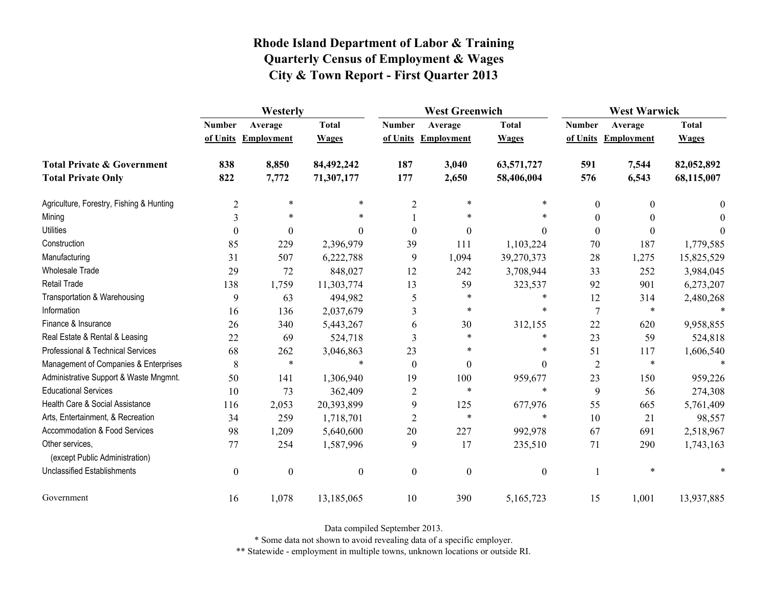# Rhode Island Department of Labor & Training
## Quarterly Census of Employment & Wages
## City & Town Report - First Quarter 2013

| | Westerly | | | West Greenwich | | | West Warwick | | |
|---|---|---|---|---|---|---|---|---|---|
| | Number of Units | Average Employment | Total Wages | Number of Units | Average Employment | Total Wages | Number of Units | Average Employment | Total Wages |
| **Total Private & Government** | **838** | **8,850** | **84,492,242** | **187** | **3,040** | **63,571,727** | **591** | **7,544** | **82,052,892** |
| **Total Private Only** | **822** | **7,772** | **71,307,177** | **177** | **2,650** | **58,406,004** | **576** | **6,543** | **68,115,007** |
| Agriculture, Forestry, Fishing & Hunting | 2 | * | * | 2 | * | * | 0 | 0 | 0 |
| Mining | 3 | * | * | 1 | * | * | 0 | 0 | 0 |
| Utilities | 0 | 0 | 0 | 0 | 0 | 0 | 0 | 0 | 0 |
| Construction | 85 | 229 | 2,396,979 | 39 | 111 | 1,103,224 | 70 | 187 | 1,779,585 |
| Manufacturing | 31 | 507 | 6,222,788 | 9 | 1,094 | 39,270,373 | 28 | 1,275 | 15,825,529 |
| Wholesale Trade | 29 | 72 | 848,027 | 12 | 242 | 3,708,944 | 33 | 252 | 3,984,045 |
| Retail Trade | 138 | 1,759 | 11,303,774 | 13 | 59 | 323,537 | 92 | 901 | 6,273,207 |
| Transportation & Warehousing | 9 | 63 | 494,982 | 5 | * | * | 12 | 314 | 2,480,268 |
| Information | 16 | 136 | 2,037,679 | 3 | * | * | 7 | * | * |
| Finance & Insurance | 26 | 340 | 5,443,267 | 6 | 30 | 312,155 | 22 | 620 | 9,958,855 |
| Real Estate & Rental & Leasing | 22 | 69 | 524,718 | 3 | * | * | 23 | 59 | 524,818 |
| Professional & Technical Services | 68 | 262 | 3,046,863 | 23 | * | * | 51 | 117 | 1,606,540 |
| Management of Companies & Enterprises | 8 | * | * | 0 | 0 | 0 | 2 | * | * |
| Administrative Support & Waste Mngmnt. | 50 | 141 | 1,306,940 | 19 | 100 | 959,677 | 23 | 150 | 959,226 |
| Educational Services | 10 | 73 | 362,409 | 2 | * | * | 9 | 56 | 274,308 |
| Health Care & Social Assistance | 116 | 2,053 | 20,393,899 | 9 | 125 | 677,976 | 55 | 665 | 5,761,409 |
| Arts, Entertainment, & Recreation | 34 | 259 | 1,718,701 | 2 | * | * | 10 | 21 | 98,557 |
| Accommodation & Food Services | 98 | 1,209 | 5,640,600 | 20 | 227 | 992,978 | 67 | 691 | 2,518,967 |
| Other services, (except Public Administration) | 77 | 254 | 1,587,996 | 9 | 17 | 235,510 | 71 | 290 | 1,743,163 |
| Unclassified Establishments | 0 | 0 | 0 | 0 | 0 | 0 | 1 | * | * |
| Government | 16 | 1,078 | 13,185,065 | 10 | 390 | 5,165,723 | 15 | 1,001 | 13,937,885 |

Data compiled September 2013.

* Some data not shown to avoid revealing data of a specific employer.

** Statewide - employment in multiple towns, unknown locations or outside RI.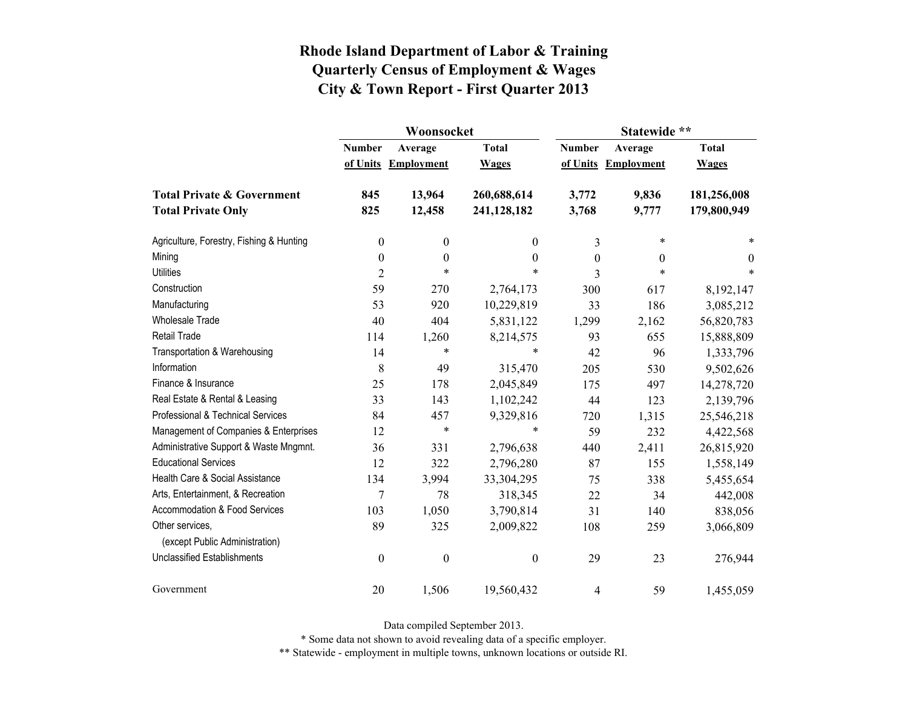# Rhode Island Department of Labor & Training
## Quarterly Census of Employment & Wages
## City & Town Report - First Quarter 2013

| | Woonsocket | | | Statewide ** | | |
|---|---|---|---|---|---|---|
| | Number of Units | Average Employment | Total Wages | Number of Units | Average Employment | Total Wages |
| **Total Private & Government** | **845** | **13,964** | **260,688,614** | **3,772** | **9,836** | **181,256,008** |
| **Total Private Only** | **825** | **12,458** | **241,128,182** | **3,768** | **9,777** | **179,800,949** |
| Agriculture, Forestry, Fishing & Hunting | 0 | 0 | 0 | 3 | * | * |
| Mining | 0 | 0 | 0 | 0 | 0 | 0 |
| Utilities | 2 | * | * | 3 | * | * |
| Construction | 59 | 270 | 2,764,173 | 300 | 617 | 8,192,147 |
| Manufacturing | 53 | 920 | 10,229,819 | 33 | 186 | 3,085,212 |
| Wholesale Trade | 40 | 404 | 5,831,122 | 1,299 | 2,162 | 56,820,783 |
| Retail Trade | 114 | 1,260 | 8,214,575 | 93 | 655 | 15,888,809 |
| Transportation & Warehousing | 14 | * | * | 42 | 96 | 1,333,796 |
| Information | 8 | 49 | 315,470 | 205 | 530 | 9,502,626 |
| Finance & Insurance | 25 | 178 | 2,045,849 | 175 | 497 | 14,278,720 |
| Real Estate & Rental & Leasing | 33 | 143 | 1,102,242 | 44 | 123 | 2,139,796 |
| Professional & Technical Services | 84 | 457 | 9,329,816 | 720 | 1,315 | 25,546,218 |
| Management of Companies & Enterprises | 12 | * | * | 59 | 232 | 4,422,568 |
| Administrative Support & Waste Mngmnt. | 36 | 331 | 2,796,638 | 440 | 2,411 | 26,815,920 |
| Educational Services | 12 | 322 | 2,796,280 | 87 | 155 | 1,558,149 |
| Health Care & Social Assistance | 134 | 3,994 | 33,304,295 | 75 | 338 | 5,455,654 |
| Arts, Entertainment, & Recreation | 7 | 78 | 318,345 | 22 | 34 | 442,008 |
| Accommodation & Food Services | 103 | 1,050 | 3,790,814 | 31 | 140 | 838,056 |
| Other services, (except Public Administration) | 89 | 325 | 2,009,822 | 108 | 259 | 3,066,809 |
| Unclassified Establishments | 0 | 0 | 0 | 29 | 23 | 276,944 |
| Government | 20 | 1,506 | 19,560,432 | 4 | 59 | 1,455,059 |

Data compiled September 2013.

* Some data not shown to avoid revealing data of a specific employer.

** Statewide - employment in multiple towns, unknown locations or outside RI.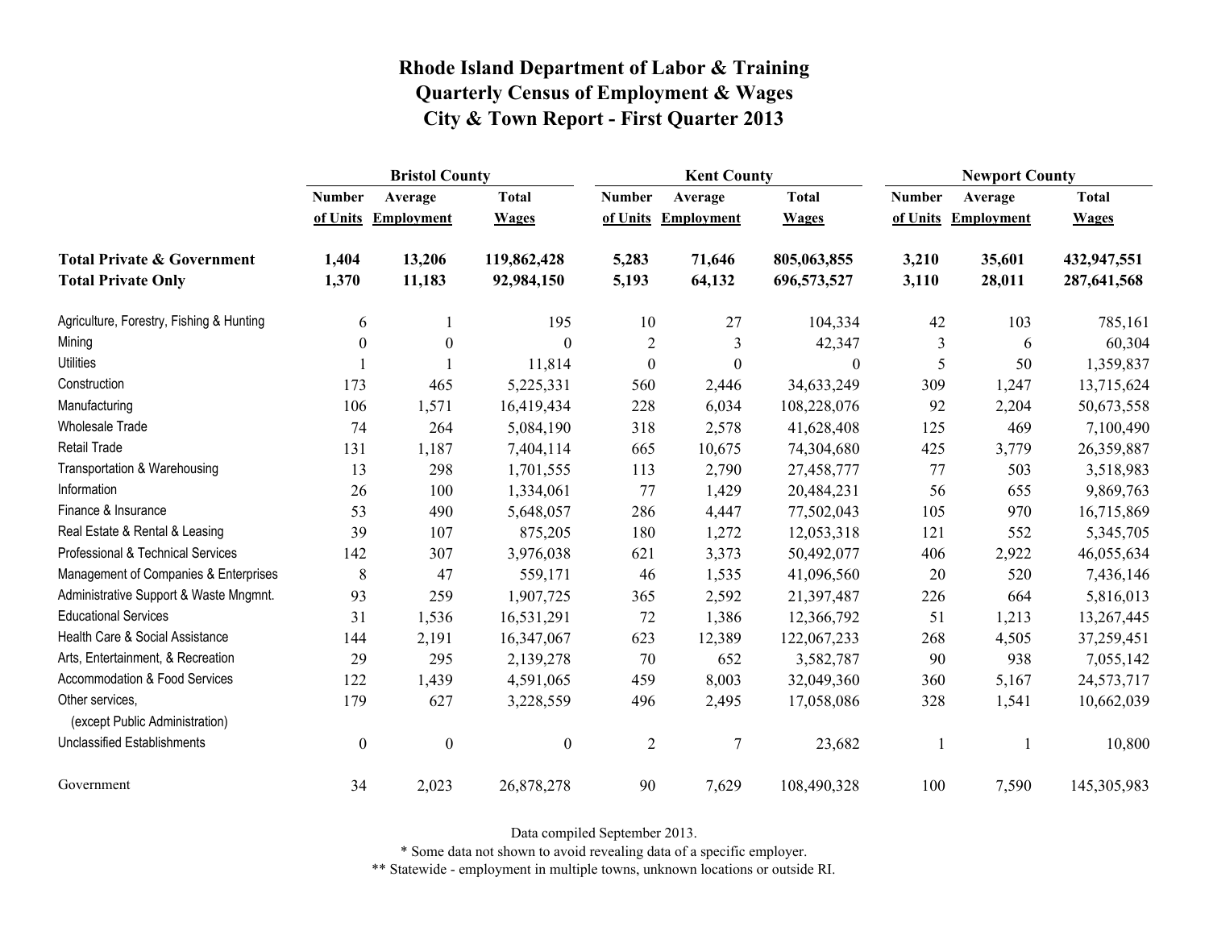# Rhode Island Department of Labor & Training
## Quarterly Census of Employment & Wages
## City & Town Report - First Quarter 2013

| | Bristol County | | | Kent County | | | Newport County | | |
|---|---|---|---|---|---|---|---|---|---|
| | Number of Units | Average Employment | Total Wages | Number of Units | Average Employment | Total Wages | Number of Units | Average Employment | Total Wages |
| **Total Private & Government** | **1,404** | **13,206** | **119,862,428** | **5,283** | **71,646** | **805,063,855** | **3,210** | **35,601** | **432,947,551** |
| **Total Private Only** | **1,370** | **11,183** | **92,984,150** | **5,193** | **64,132** | **696,573,527** | **3,110** | **28,011** | **287,641,568** |
| Agriculture, Forestry, Fishing & Hunting | 6 | 1 | 195 | 10 | 27 | 104,334 | 42 | 103 | 785,161 |
| Mining | 0 | 0 | 0 | 2 | 3 | 42,347 | 3 | 6 | 60,304 |
| Utilities | 1 | 1 | 11,814 | 0 | 0 | 0 | 5 | 50 | 1,359,837 |
| Construction | 173 | 465 | 5,225,331 | 560 | 2,446 | 34,633,249 | 309 | 1,247 | 13,715,624 |
| Manufacturing | 106 | 1,571 | 16,419,434 | 228 | 6,034 | 108,228,076 | 92 | 2,204 | 50,673,558 |
| Wholesale Trade | 74 | 264 | 5,084,190 | 318 | 2,578 | 41,628,408 | 125 | 469 | 7,100,490 |
| Retail Trade | 131 | 1,187 | 7,404,114 | 665 | 10,675 | 74,304,680 | 425 | 3,779 | 26,359,887 |
| Transportation & Warehousing | 13 | 298 | 1,701,555 | 113 | 2,790 | 27,458,777 | 77 | 503 | 3,518,983 |
| Information | 26 | 100 | 1,334,061 | 77 | 1,429 | 20,484,231 | 56 | 655 | 9,869,763 |
| Finance & Insurance | 53 | 490 | 5,648,057 | 286 | 4,447 | 77,502,043 | 105 | 970 | 16,715,869 |
| Real Estate & Rental & Leasing | 39 | 107 | 875,205 | 180 | 1,272 | 12,053,318 | 121 | 552 | 5,345,705 |
| Professional & Technical Services | 142 | 307 | 3,976,038 | 621 | 3,373 | 50,492,077 | 406 | 2,922 | 46,055,634 |
| Management of Companies & Enterprises | 8 | 47 | 559,171 | 46 | 1,535 | 41,096,560 | 20 | 520 | 7,436,146 |
| Administrative Support & Waste Mngmnt. | 93 | 259 | 1,907,725 | 365 | 2,592 | 21,397,487 | 226 | 664 | 5,816,013 |
| Educational Services | 31 | 1,536 | 16,531,291 | 72 | 1,386 | 12,366,792 | 51 | 1,213 | 13,267,445 |
| Health Care & Social Assistance | 144 | 2,191 | 16,347,067 | 623 | 12,389 | 122,067,233 | 268 | 4,505 | 37,259,451 |
| Arts, Entertainment, & Recreation | 29 | 295 | 2,139,278 | 70 | 652 | 3,582,787 | 90 | 938 | 7,055,142 |
| Accommodation & Food Services | 122 | 1,439 | 4,591,065 | 459 | 8,003 | 32,049,360 | 360 | 5,167 | 24,573,717 |
| Other services, (except Public Administration) | 179 | 627 | 3,228,559 | 496 | 2,495 | 17,058,086 | 328 | 1,541 | 10,662,039 |
| Unclassified Establishments | 0 | 0 | 0 | 2 | 7 | 23,682 | 1 | 1 | 10,800 |
| Government | 34 | 2,023 | 26,878,278 | 90 | 7,629 | 108,490,328 | 100 | 7,590 | 145,305,983 |

Data compiled September 2013.

* Some data not shown to avoid revealing data of a specific employer.

** Statewide - employment in multiple towns, unknown locations or outside RI.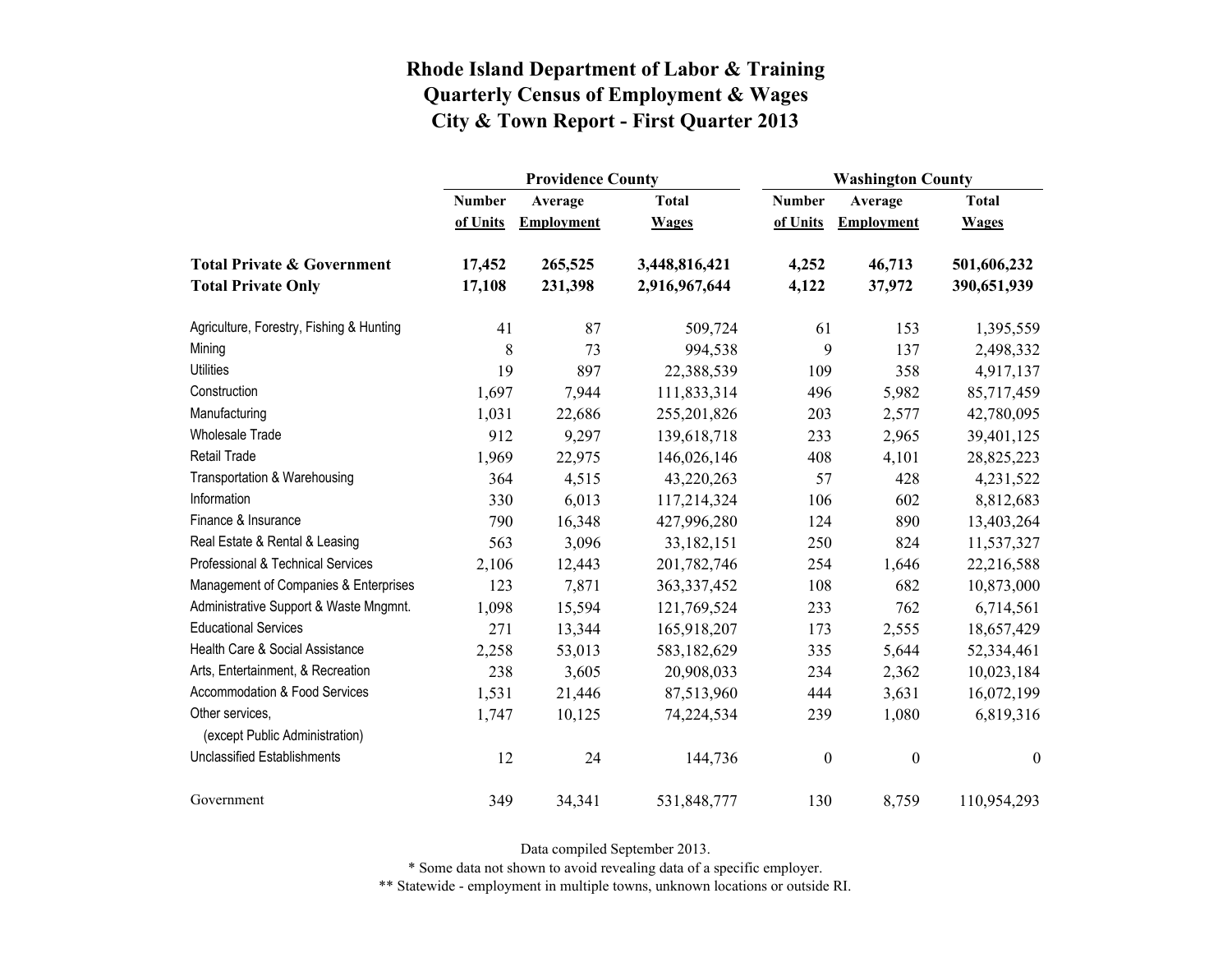# Rhode Island Department of Labor & Training
## Quarterly Census of Employment & Wages
## City & Town Report - First Quarter 2013

| | Providence County | | | Washington County | | |
|---|---|---|---|---|---|---|
| | Number of Units | Average Employment | Total Wages | Number of Units | Average Employment | Total Wages |
| **Total Private & Government** | **17,452** | **265,525** | **3,448,816,421** | **4,252** | **46,713** | **501,606,232** |
| **Total Private Only** | **17,108** | **231,398** | **2,916,967,644** | **4,122** | **37,972** | **390,651,939** |
| Agriculture, Forestry, Fishing & Hunting | 41 | 87 | 509,724 | 61 | 153 | 1,395,559 |
| Mining | 8 | 73 | 994,538 | 9 | 137 | 2,498,332 |
| Utilities | 19 | 897 | 22,388,539 | 109 | 358 | 4,917,137 |
| Construction | 1,697 | 7,944 | 111,833,314 | 496 | 5,982 | 85,717,459 |
| Manufacturing | 1,031 | 22,686 | 255,201,826 | 203 | 2,577 | 42,780,095 |
| Wholesale Trade | 912 | 9,297 | 139,618,718 | 233 | 2,965 | 39,401,125 |
| Retail Trade | 1,969 | 22,975 | 146,026,146 | 408 | 4,101 | 28,825,223 |
| Transportation & Warehousing | 364 | 4,515 | 43,220,263 | 57 | 428 | 4,231,522 |
| Information | 330 | 6,013 | 117,214,324 | 106 | 602 | 8,812,683 |
| Finance & Insurance | 790 | 16,348 | 427,996,280 | 124 | 890 | 13,403,264 |
| Real Estate & Rental & Leasing | 563 | 3,096 | 33,182,151 | 250 | 824 | 11,537,327 |
| Professional & Technical Services | 2,106 | 12,443 | 201,782,746 | 254 | 1,646 | 22,216,588 |
| Management of Companies & Enterprises | 123 | 7,871 | 363,337,452 | 108 | 682 | 10,873,000 |
| Administrative Support & Waste Mngmnt. | 1,098 | 15,594 | 121,769,524 | 233 | 762 | 6,714,561 |
| Educational Services | 271 | 13,344 | 165,918,207 | 173 | 2,555 | 18,657,429 |
| Health Care & Social Assistance | 2,258 | 53,013 | 583,182,629 | 335 | 5,644 | 52,334,461 |
| Arts, Entertainment, & Recreation | 238 | 3,605 | 20,908,033 | 234 | 2,362 | 10,023,184 |
| Accommodation & Food Services | 1,531 | 21,446 | 87,513,960 | 444 | 3,631 | 16,072,199 |
| Other services, (except Public Administration) | 1,747 | 10,125 | 74,224,534 | 239 | 1,080 | 6,819,316 |
| Unclassified Establishments | 12 | 24 | 144,736 | 0 | 0 | 0 |
| Government | 349 | 34,341 | 531,848,777 | 130 | 8,759 | 110,954,293 |

Data compiled September 2013.

* Some data not shown to avoid revealing data of a specific employer.

** Statewide - employment in multiple towns, unknown locations or outside RI.